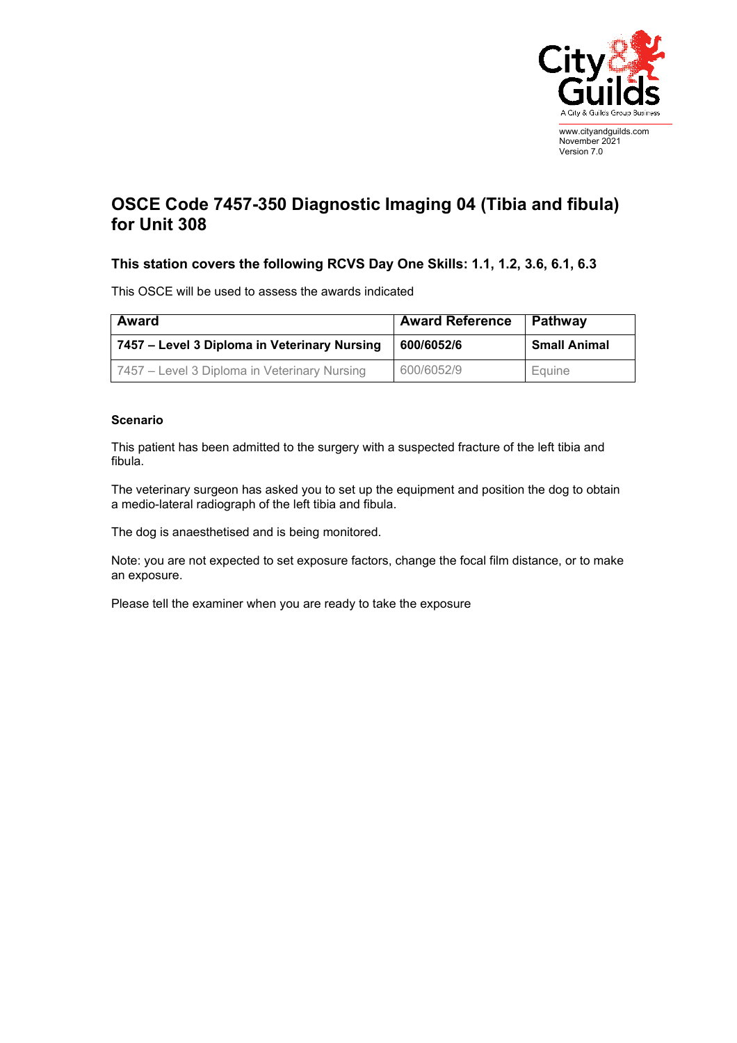www.cityandguilds.com
November 2021
Version 7.0

# OSCE Code 7457-350 Diagnostic Imaging 04 (Tibia and fibula) for Unit 308

### This station covers the following RCVS Day One Skills: 1.1, 1.2, 3.6, 6.1, 6.3

This OSCE will be used to assess the awards indicated

| Award | Award Reference | Pathway |
|---|---|---|
| **7457 – Level 3 Diploma in Veterinary Nursing** | **600/6052/6** | **Small Animal** |
| 7457 – Level 3 Diploma in Veterinary Nursing | 600/6052/9 | Equine |

**Scenario**

This patient has been admitted to the surgery with a suspected fracture of the left tibia and fibula.

The veterinary surgeon has asked you to set up the equipment and position the dog to obtain a medio-lateral radiograph of the left tibia and fibula.

The dog is anaesthetised and is being monitored.

Note: you are not expected to set exposure factors, change the focal film distance, or to make an exposure.

Please tell the examiner when you are ready to take the exposure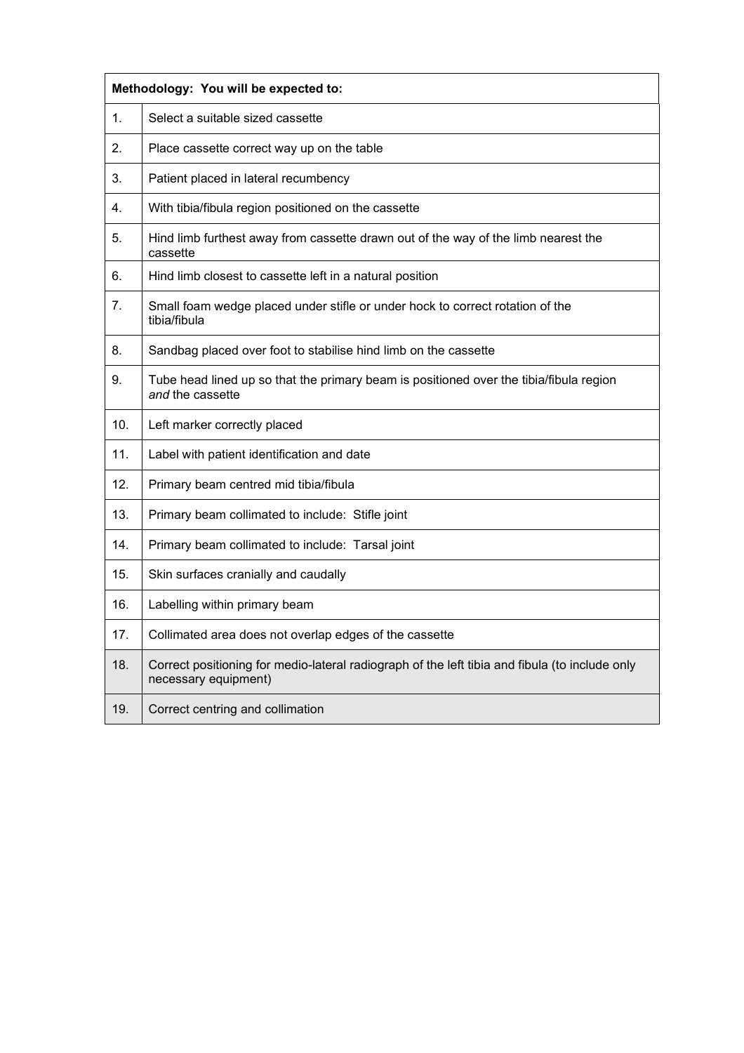| Methodology: You will be expected to: | |
|---|---|
| 1. | Select a suitable sized cassette |
| 2. | Place cassette correct way up on the table |
| 3. | Patient placed in lateral recumbency |
| 4. | With tibia/fibula region positioned on the cassette |
| 5. | Hind limb furthest away from cassette drawn out of the way of the limb nearest the cassette |
| 6. | Hind limb closest to cassette left in a natural position |
| 7. | Small foam wedge placed under stifle or under hock to correct rotation of the tibia/fibula |
| 8. | Sandbag placed over foot to stabilise hind limb on the cassette |
| 9. | Tube head lined up so that the primary beam is positioned over the tibia/fibula region *and* the cassette |
| 10. | Left marker correctly placed |
| 11. | Label with patient identification and date |
| 12. | Primary beam centred mid tibia/fibula |
| 13. | Primary beam collimated to include: Stifle joint |
| 14. | Primary beam collimated to include: Tarsal joint |
| 15. | Skin surfaces cranially and caudally |
| 16. | Labelling within primary beam |
| 17. | Collimated area does not overlap edges of the cassette |
| 18. | Correct positioning for medio-lateral radiograph of the left tibia and fibula (to include only necessary equipment) |
| 19. | Correct centring and collimation |